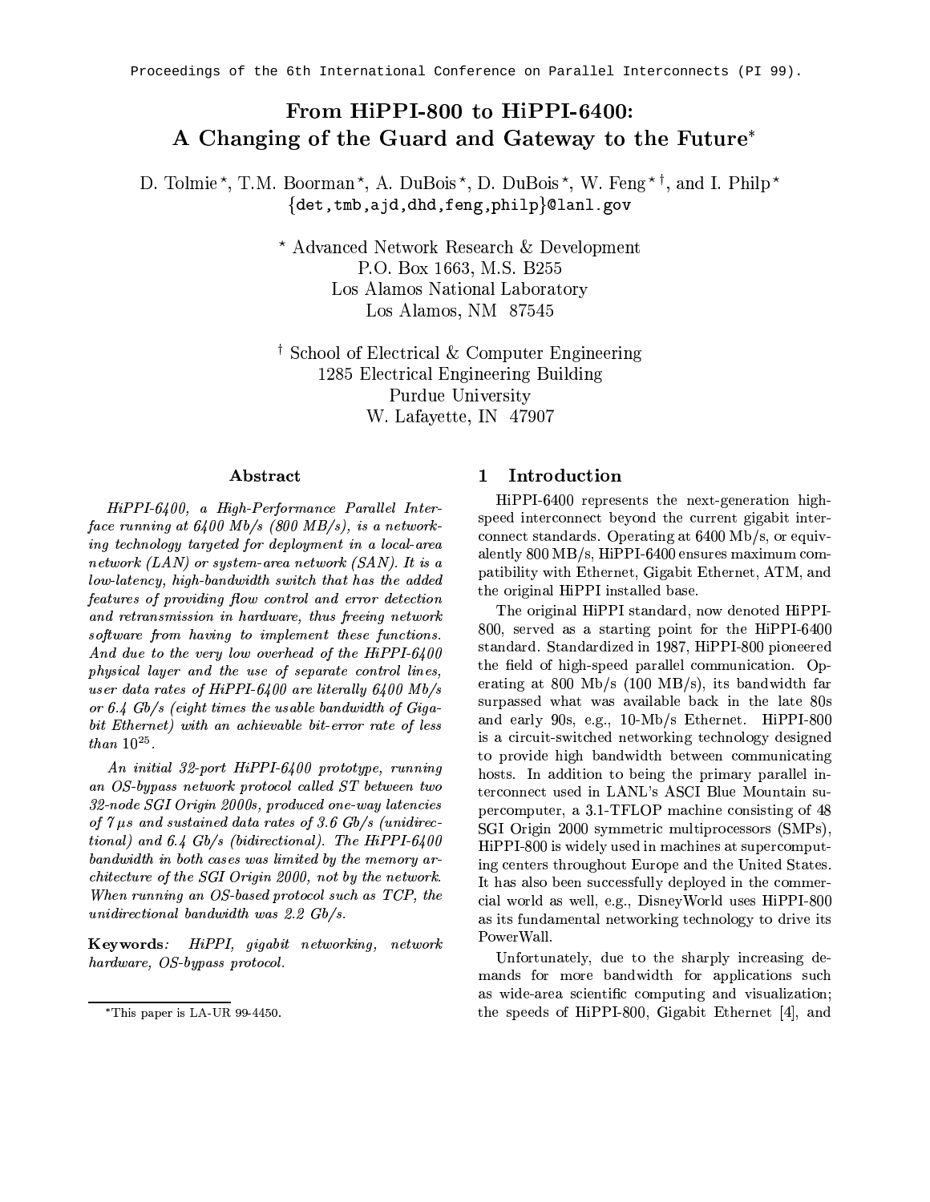Proceedings of the 6th International Conference on Parallel Interconnects (PI 99).

# From HiPPI-800 to HiPPI-6400: A Changing of the Guard and Gateway to the Future*

D. Tolmie ⋆, T.M. Boorman ⋆, A. DuBois ⋆, D. DuBois ⋆, W. Feng ⋆ †, and I. Philp ⋆
{det,tmb,ajd,dhd,feng,philp}@lanl.gov

⋆ Advanced Network Research & Development
P.O. Box 1663, M.S. B255
Los Alamos National Laboratory
Los Alamos, NM 87545

† School of Electrical & Computer Engineering
1285 Electrical Engineering Building
Purdue University
W. Lafayette, IN 47907

## Abstract

*HiPPI-6400, a High-Performance Parallel Interface running at 6400 Mb/s (800 MB/s), is a networking technology targeted for deployment in a local-area network (LAN) or system-area network (SAN). It is a low-latency, high-bandwidth switch that has the added features of providing flow control and error detection and retransmission in hardware, thus freeing network software from having to implement these functions. And due to the very low overhead of the HiPPI-6400 physical layer and the use of separate control lines, user data rates of HiPPI-6400 are literally 6400 Mb/s or 6.4 Gb/s (eight times the usable bandwidth of Gigabit Ethernet) with an achievable bit-error rate of less than $10^{25}$.*

*An initial 32-port HiPPI-6400 prototype, running an OS-bypass network protocol called ST between two 32-node SGI Origin 2000s, produced one-way latencies of 7 μs and sustained data rates of 3.6 Gb/s (unidirectional) and 6.4 Gb/s (bidirectional). The HiPPI-6400 bandwidth in both cases was limited by the memory architecture of the SGI Origin 2000, not by the network. When running an OS-based protocol such as TCP, the unidirectional bandwidth was 2.2 Gb/s.*

**Keywords***: HiPPI, gigabit networking, network hardware, OS-bypass protocol.*

*This paper is LA-UR 99-4450.

## 1 Introduction

HiPPI-6400 represents the next-generation high-speed interconnect beyond the current gigabit interconnect standards. Operating at 6400 Mb/s, or equivalently 800 MB/s, HiPPI-6400 ensures maximum compatibility with Ethernet, Gigabit Ethernet, ATM, and the original HiPPI installed base.

The original HiPPI standard, now denoted HiPPI-800, served as a starting point for the HiPPI-6400 standard. Standardized in 1987, HiPPI-800 pioneered the field of high-speed parallel communication. Operating at 800 Mb/s (100 MB/s), its bandwidth far surpassed what was available back in the late 80s and early 90s, e.g., 10-Mb/s Ethernet. HiPPI-800 is a circuit-switched networking technology designed to provide high bandwidth between communicating hosts. In addition to being the primary parallel interconnect used in LANL's ASCI Blue Mountain supercomputer, a 3.1-TFLOP machine consisting of 48 SGI Origin 2000 symmetric multiprocessors (SMPs), HiPPI-800 is widely used in machines at supercomputing centers throughout Europe and the United States. It has also been successfully deployed in the commercial world as well, e.g., DisneyWorld uses HiPPI-800 as its fundamental networking technology to drive its PowerWall.

Unfortunately, due to the sharply increasing demands for more bandwidth for applications such as wide-area scientific computing and visualization; the speeds of HiPPI-800, Gigabit Ethernet [4], and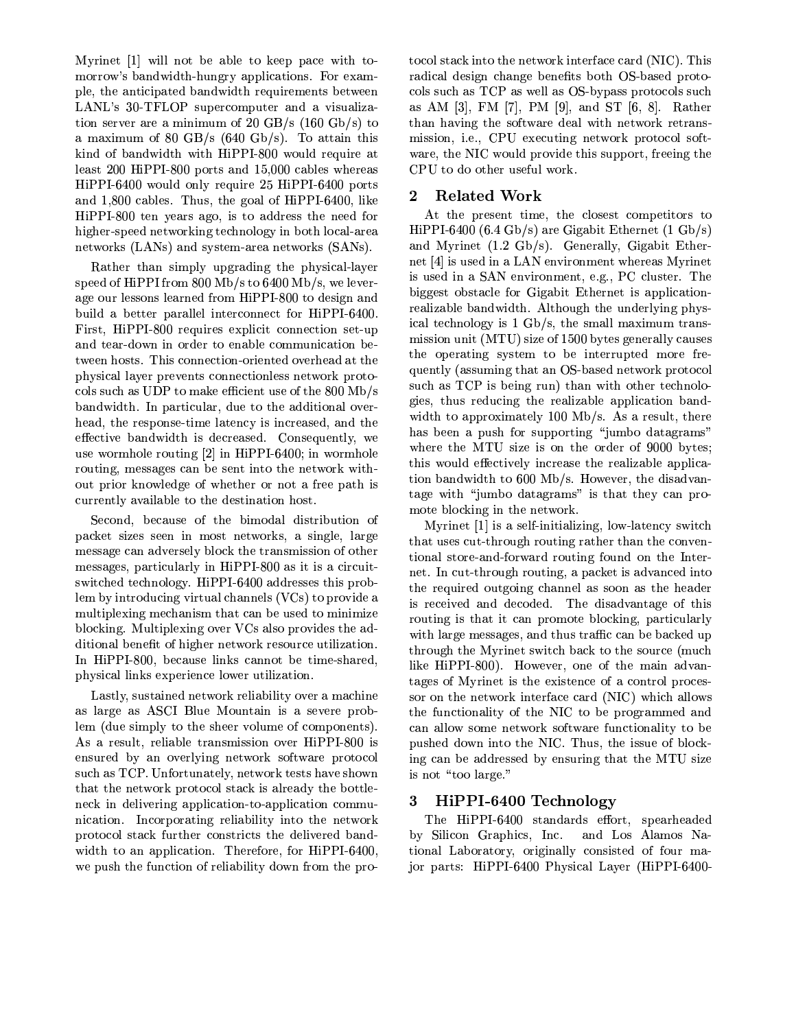Myrinet [1] will not be able to keep pace with tomorrow's bandwidth-hungry applications. For example, the anticipated bandwidth requirements between LANL's 30-TFLOP supercomputer and a visualization server are a minimum of 20 GB/s (160 Gb/s) to a maximum of 80 GB/s (640 Gb/s). To attain this kind of bandwidth with HiPPI-800 would require at least 200 HiPPI-800 ports and 15,000 cables whereas HiPPI-6400 would only require 25 HiPPI-6400 ports and 1,800 cables. Thus, the goal of HiPPI-6400, like HiPPI-800 ten years ago, is to address the need for higher-speed networking technology in both local-area networks (LANs) and system-area networks (SANs).

Rather than simply upgrading the physical-layer speed of HiPPI from 800 Mb/s to 6400 Mb/s, we leverage our lessons learned from HiPPI-800 to design and build a better parallel interconnect for HiPPI-6400. First, HiPPI-800 requires explicit connection set-up and tear-down in order to enable communication between hosts. This connection-oriented overhead at the physical layer prevents connectionless network protocols such as UDP to make efficient use of the 800 Mb/s bandwidth. In particular, due to the additional overhead, the response-time latency is increased, and the effective bandwidth is decreased. Consequently, we use wormhole routing [2] in HiPPI-6400; in wormhole routing, messages can be sent into the network without prior knowledge of whether or not a free path is currently available to the destination host.

Second, because of the bimodal distribution of packet sizes seen in most networks, a single, large message can adversely block the transmission of other messages, particularly in HiPPI-800 as it is a circuit-switched technology. HiPPI-6400 addresses this problem by introducing virtual channels (VCs) to provide a multiplexing mechanism that can be used to minimize blocking. Multiplexing over VCs also provides the additional benefit of higher network resource utilization. In HiPPI-800, because links cannot be time-shared, physical links experience lower utilization.

Lastly, sustained network reliability over a machine as large as ASCI Blue Mountain is a severe problem (due simply to the sheer volume of components). As a result, reliable transmission over HiPPI-800 is ensured by an overlying network software protocol such as TCP. Unfortunately, network tests have shown that the network protocol stack is already the bottleneck in delivering application-to-application communication. Incorporating reliability into the network protocol stack further constricts the delivered bandwidth to an application. Therefore, for HiPPI-6400, we push the function of reliability down from the protocol stack into the network interface card (NIC). This radical design change benefits both OS-based protocols such as TCP as well as OS-bypass protocols such as AM [3], FM [7], PM [9], and ST [6, 8]. Rather than having the software deal with network retransmission, i.e., CPU executing network protocol software, the NIC would provide this support, freeing the CPU to do other useful work.

## 2 Related Work

At the present time, the closest competitors to HiPPI-6400 (6.4 Gb/s) are Gigabit Ethernet (1 Gb/s) and Myrinet (1.2 Gb/s). Generally, Gigabit Ethernet [4] is used in a LAN environment whereas Myrinet is used in a SAN environment, e.g., PC cluster. The biggest obstacle for Gigabit Ethernet is application-realizable bandwidth. Although the underlying physical technology is 1 Gb/s, the small maximum transmission unit (MTU) size of 1500 bytes generally causes the operating system to be interrupted more frequently (assuming that an OS-based network protocol such as TCP is being run) than with other technologies, thus reducing the realizable application bandwidth to approximately 100 Mb/s. As a result, there has been a push for supporting "jumbo datagrams" where the MTU size is on the order of 9000 bytes; this would effectively increase the realizable application bandwidth to 600 Mb/s. However, the disadvantage with "jumbo datagrams" is that they can promote blocking in the network.

Myrinet [1] is a self-initializing, low-latency switch that uses cut-through routing rather than the conventional store-and-forward routing found on the Internet. In cut-through routing, a packet is advanced into the required outgoing channel as soon as the header is received and decoded. The disadvantage of this routing is that it can promote blocking, particularly with large messages, and thus traffic can be backed up through the Myrinet switch back to the source (much like HiPPI-800). However, one of the main advantages of Myrinet is the existence of a control processor on the network interface card (NIC) which allows the functionality of the NIC to be programmed and can allow some network software functionality to be pushed down into the NIC. Thus, the issue of blocking can be addressed by ensuring that the MTU size is not "too large."

## 3 HiPPI-6400 Technology

The HiPPI-6400 standards effort, spearheaded by Silicon Graphics, Inc. and Los Alamos National Laboratory, originally consisted of four major parts: HiPPI-6400 Physical Layer (HiPPI-6400-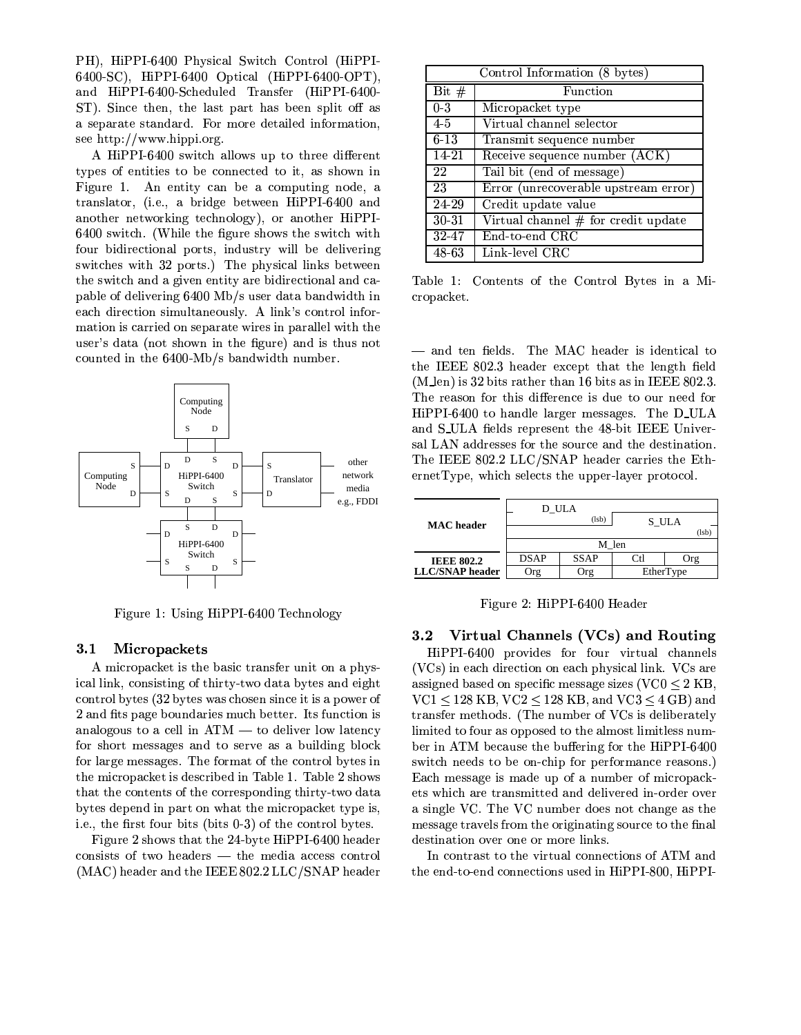PH), HiPPI-6400 Physical Switch Control (HiPPI-6400-SC), HiPPI-6400 Optical (HiPPI-6400-OPT), and HiPPI-6400-Scheduled Transfer (HiPPI-6400-ST). Since then, the last part has been split off as a separate standard. For more detailed information, see http://www.hippi.org.

A HiPPI-6400 switch allows up to three different types of entities to be connected to it, as shown in Figure 1. An entity can be a computing node, a translator, (i.e., a bridge between HiPPI-6400 and another networking technology), or another HiPPI-6400 switch. (While the figure shows the switch with four bidirectional ports, industry will be delivering switches with 32 ports.) The physical links between the switch and a given entity are bidirectional and capable of delivering 6400 Mb/s user data bandwidth in each direction simultaneously. A link's control information is carried on separate wires in parallel with the user's data (not shown in the figure) and is thus not counted in the 6400-Mb/s bandwidth number.

Figure 1: Using HiPPI-6400 Technology

### 3.1 Micropackets

A micropacket is the basic transfer unit on a physical link, consisting of thirty-two data bytes and eight control bytes (32 bytes was chosen since it is a power of 2 and fits page boundaries much better. Its function is analogous to a cell in ATM — to deliver low latency for short messages and to serve as a building block for large messages. The format of the control bytes in the micropacket is described in Table 1. Table 2 shows that the contents of the corresponding thirty-two data bytes depend in part on what the micropacket type is, i.e., the first four bits (bits 0-3) of the control bytes.

Figure 2 shows that the 24-byte HiPPI-6400 header consists of two headers — the media access control (MAC) header and the IEEE 802.2 LLC/SNAP header — and ten fields. The MAC header is identical to the IEEE 802.3 header except that the length field (M_len) is 32 bits rather than 16 bits as in IEEE 802.3. The reason for this difference is due to our need for HiPPI-6400 to handle larger messages. The D_ULA and S_ULA fields represent the 48-bit IEEE Universal LAN addresses for the source and the destination. The IEEE 802.2 LLC/SNAP header carries the EtherType, which selects the upper-layer protocol.

| Control Information (8 bytes) | |
|---|---|
| Bit # | Function |
| 0-3 | Micropacket type |
| 4-5 | Virtual channel selector |
| 6-13 | Transmit sequence number |
| 14-21 | Receive sequence number (ACK) |
| 22 | Tail bit (end of message) |
| 23 | Error (unrecoverable upstream error) |
| 24-29 | Credit update value |
| 30-31 | Virtual channel # for credit update |
| 32-47 | End-to-end CRC |
| 48-63 | Link-level CRC |

Table 1: Contents of the Control Bytes in a Micropacket.

| | | | | |
|---|---|---|---|---|
| **MAC header** | D_ULA (lsb) | | S_ULA (lsb) | |
| | M_len | | | |
| **IEEE 802.2 LLC/SNAP header** | DSAP | SSAP | Ctl | Org |
| | Org | Org | EtherType | |

Figure 2: HiPPI-6400 Header

### 3.2 Virtual Channels (VCs) and Routing

HiPPI-6400 provides for four virtual channels (VCs) in each direction on each physical link. VCs are assigned based on specific message sizes (VC0 $\leq$ 2 KB, VC1 $\leq$ 128 KB, VC2 $\leq$ 128 KB, and VC3 $\leq$ 4 GB) and transfer methods. (The number of VCs is deliberately limited to four as opposed to the almost limitless number in ATM because the buffering for the HiPPI-6400 switch needs to be on-chip for performance reasons.) Each message is made up of a number of micropackets which are transmitted and delivered in-order over a single VC. The VC number does not change as the message travels from the originating source to the final destination over one or more links.

In contrast to the virtual connections of ATM and the end-to-end connections used in HiPPI-800, HiPPI-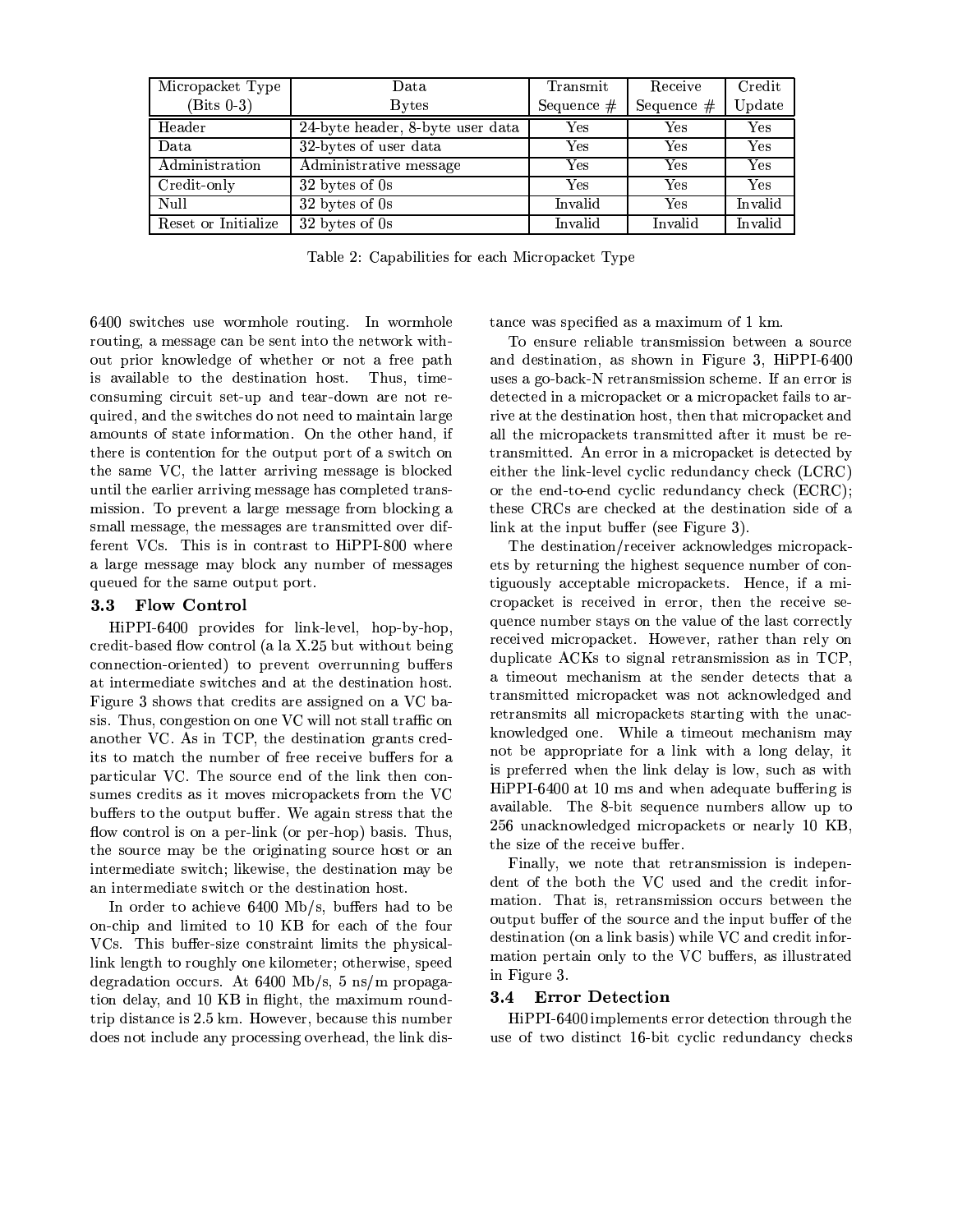| Micropacket Type (Bits 0-3) | Data Bytes | Transmit Sequence # | Receive Sequence # | Credit Update |
|---|---|---|---|---|
| Header | 24-byte header, 8-byte user data | Yes | Yes | Yes |
| Data | 32-bytes of user data | Yes | Yes | Yes |
| Administration | Administrative message | Yes | Yes | Yes |
| Credit-only | 32 bytes of 0s | Yes | Yes | Yes |
| Null | 32 bytes of 0s | Invalid | Yes | Invalid |
| Reset or Initialize | 32 bytes of 0s | Invalid | Invalid | Invalid |

Table 2: Capabilities for each Micropacket Type

6400 switches use wormhole routing. In wormhole routing, a message can be sent into the network without prior knowledge of whether or not a free path is available to the destination host. Thus, time-consuming circuit set-up and tear-down are not required, and the switches do not need to maintain large amounts of state information. On the other hand, if there is contention for the output port of a switch on the same VC, the latter arriving message is blocked until the earlier arriving message has completed transmission. To prevent a large message from blocking a small message, the messages are transmitted over different VCs. This is in contrast to HiPPI-800 where a large message may block any number of messages queued for the same output port.

### 3.3 Flow Control

HiPPI-6400 provides for link-level, hop-by-hop, credit-based flow control (a la X.25 but without being connection-oriented) to prevent overrunning buffers at intermediate switches and at the destination host. Figure 3 shows that credits are assigned on a VC basis. Thus, congestion on one VC will not stall traffic on another VC. As in TCP, the destination grants credits to match the number of free receive buffers for a particular VC. The source end of the link then consumes credits as it moves micropackets from the VC buffers to the output buffer. We again stress that the flow control is on a per-link (or per-hop) basis. Thus, the source may be the originating source host or an intermediate switch; likewise, the destination may be an intermediate switch or the destination host.

In order to achieve 6400 Mb/s, buffers had to be on-chip and limited to 10 KB for each of the four VCs. This buffer-size constraint limits the physical-link length to roughly one kilometer; otherwise, speed degradation occurs. At 6400 Mb/s, 5 ns/m propagation delay, and 10 KB in flight, the maximum round-trip distance is 2.5 km. However, because this number does not include any processing overhead, the link distance was specified as a maximum of 1 km.

To ensure reliable transmission between a source and destination, as shown in Figure 3, HiPPI-6400 uses a go-back-N retransmission scheme. If an error is detected in a micropacket or a micropacket fails to arrive at the destination host, then that micropacket and all the micropackets transmitted after it must be retransmitted. An error in a micropacket is detected by either the link-level cyclic redundancy check (LCRC) or the end-to-end cyclic redundancy check (ECRC); these CRCs are checked at the destination side of a link at the input buffer (see Figure 3).

The destination/receiver acknowledges micropackets by returning the highest sequence number of contiguously acceptable micropackets. Hence, if a micropacket is received in error, then the receive sequence number stays on the value of the last correctly received micropacket. However, rather than rely on duplicate ACKs to signal retransmission as in TCP, a timeout mechanism at the sender detects that a transmitted micropacket was not acknowledged and retransmits all micropackets starting with the unacknowledged one. While a timeout mechanism may not be appropriate for a link with a long delay, it is preferred when the link delay is low, such as with HiPPI-6400 at 10 ms and when adequate buffering is available. The 8-bit sequence numbers allow up to 256 unacknowledged micropackets or nearly 10 KB, the size of the receive buffer.

Finally, we note that retransmission is independent of the both the VC used and the credit information. That is, retransmission occurs between the output buffer of the source and the input buffer of the destination (on a link basis) while VC and credit information pertain only to the VC buffers, as illustrated in Figure 3.

### 3.4 Error Detection

HiPPI-6400 implements error detection through the use of two distinct 16-bit cyclic redundancy checks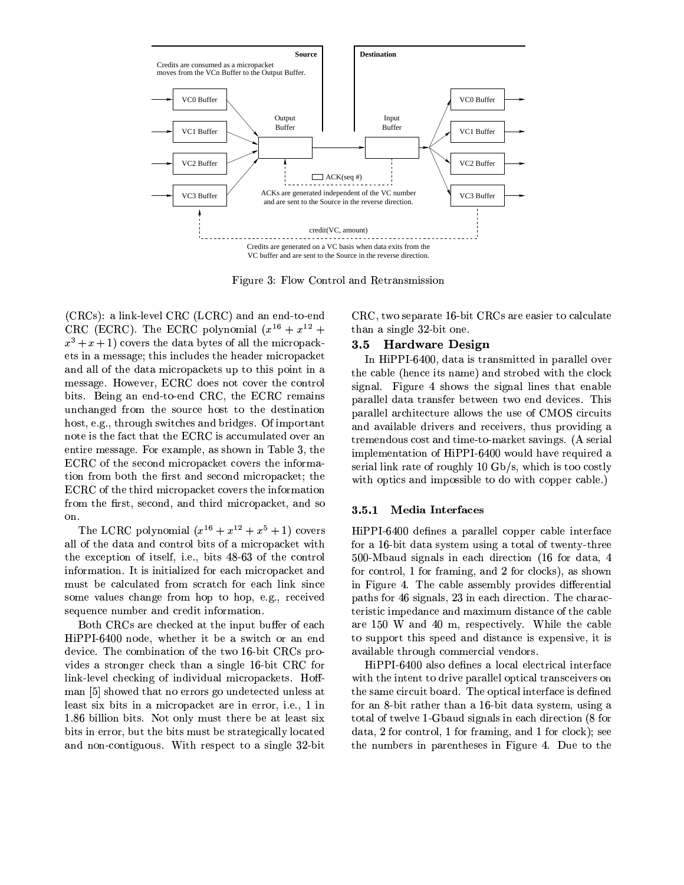Figure 3: Flow Control and Retransmission

(CRCs): a link-level CRC (LCRC) and an end-to-end CRC (ECRC). The ECRC polynomial ($x^{16} + x^{12} + x^3 + x + 1$) covers the data bytes of all the micropackets in a message; this includes the header micropacket and all of the data micropackets up to this point in a message. However, ECRC does not cover the control bits. Being an end-to-end CRC, the ECRC remains unchanged from the source host to the destination host, e.g., through switches and bridges. Of important note is the fact that the ECRC is accumulated over an entire message. For example, as shown in Table 3, the ECRC of the second micropacket covers the information from both the first and second micropacket; the ECRC of the third micropacket covers the information from the first, second, and third micropacket, and so on.

The LCRC polynomial ($x^{16} + x^{12} + x^5 + 1$) covers all of the data and control bits of a micropacket with the exception of itself, i.e., bits 48-63 of the control information. It is initialized for each micropacket and must be calculated from scratch for each link since some values change from hop to hop, e.g., received sequence number and credit information.

Both CRCs are checked at the input buffer of each HiPPI-6400 node, whether it be a switch or an end device. The combination of the two 16-bit CRCs provides a stronger check than a single 16-bit CRC for link-level checking of individual micropackets. Hoffman [5] showed that no errors go undetected unless at least six bits in a micropacket are in error, i.e., 1 in 1.86 billion bits. Not only must there be at least six bits in error, but the bits must be strategically located and non-contiguous. With respect to a single 32-bit CRC, two separate 16-bit CRCs are easier to calculate than a single 32-bit one.

## 3.5 Hardware Design

In HiPPI-6400, data is transmitted in parallel over the cable (hence its name) and strobed with the clock signal. Figure 4 shows the signal lines that enable parallel data transfer between two end devices. This parallel architecture allows the use of CMOS circuits and available drivers and receivers, thus providing a tremendous cost and time-to-market savings. (A serial implementation of HiPPI-6400 would have required a serial link rate of roughly 10 Gb/s, which is too costly with optics and impossible to do with copper cable.)

### 3.5.1 Media Interfaces

HiPPI-6400 defines a parallel copper cable interface for a 16-bit data system using a total of twenty-three 500-Mbaud signals in each direction (16 for data, 4 for control, 1 for framing, and 2 for clocks), as shown in Figure 4. The cable assembly provides differential paths for 46 signals, 23 in each direction. The characteristic impedance and maximum distance of the cable are 150 W and 40 m, respectively. While the cable to support this speed and distance is expensive, it is available through commercial vendors.

HiPPI-6400 also defines a local electrical interface with the intent to drive parallel optical transceivers on the same circuit board. The optical interface is defined for an 8-bit rather than a 16-bit data system, using a total of twelve 1-Gbaud signals in each direction (8 for data, 2 for control, 1 for framing, and 1 for clock); see the numbers in parentheses in Figure 4. Due to the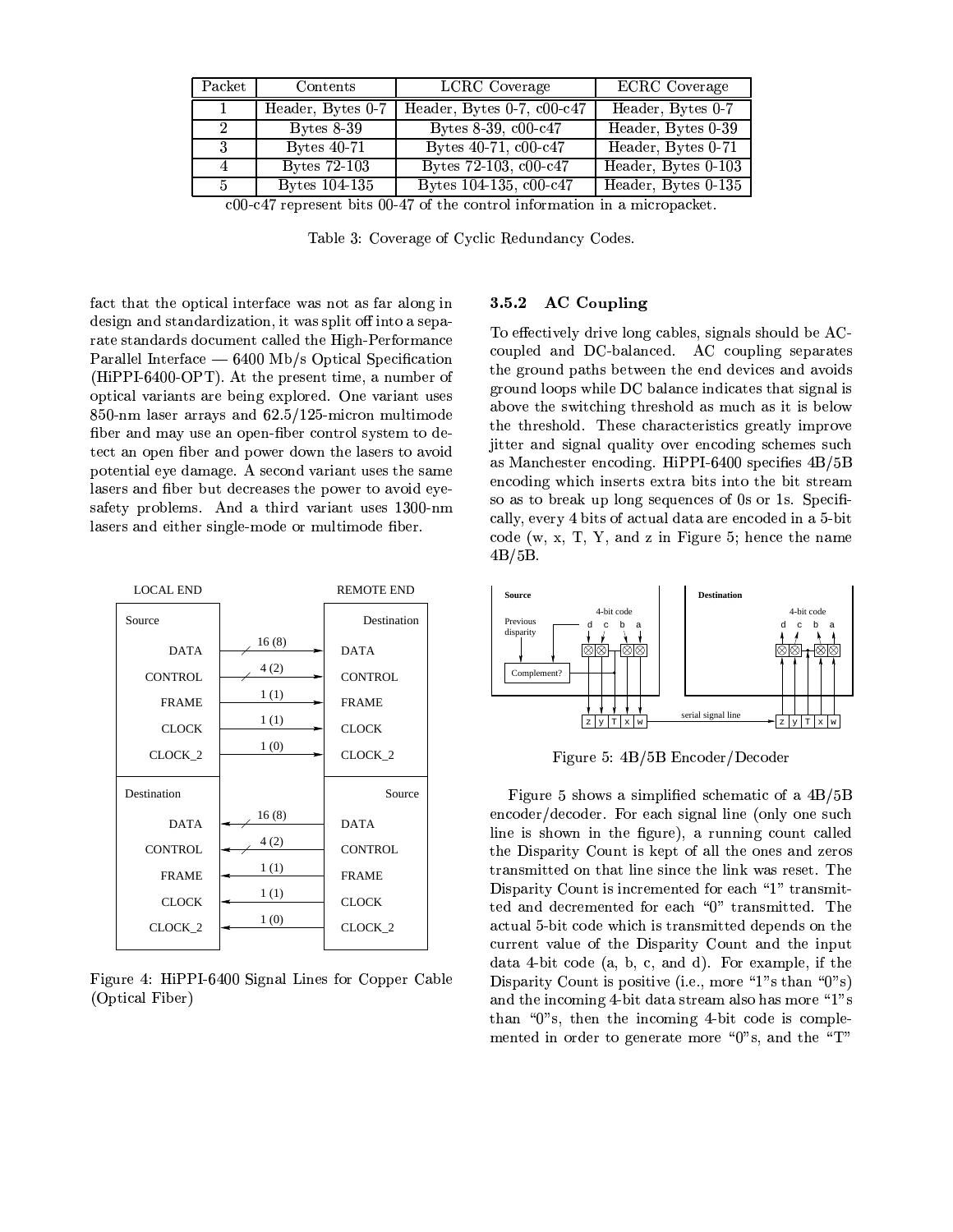| Packet | Contents | LCRC Coverage | ECRC Coverage |
|---|---|---|---|
| 1 | Header, Bytes 0-7 | Header, Bytes 0-7, c00-c47 | Header, Bytes 0-7 |
| 2 | Bytes 8-39 | Bytes 8-39, c00-c47 | Header, Bytes 0-39 |
| 3 | Bytes 40-71 | Bytes 40-71, c00-c47 | Header, Bytes 0-71 |
| 4 | Bytes 72-103 | Bytes 72-103, c00-c47 | Header, Bytes 0-103 |
| 5 | Bytes 104-135 | Bytes 104-135, c00-c47 | Header, Bytes 0-135 |

c00-c47 represent bits 00-47 of the control information in a micropacket.

Table 3: Coverage of Cyclic Redundancy Codes.

fact that the optical interface was not as far along in design and standardization, it was split off into a separate standards document called the High-Performance Parallel Interface — 6400 Mb/s Optical Specification (HiPPI-6400-OPT). At the present time, a number of optical variants are being explored. One variant uses 850-nm laser arrays and 62.5/125-micron multimode fiber and may use an open-fiber control system to detect an open fiber and power down the lasers to avoid potential eye damage. A second variant uses the same lasers and fiber but decreases the power to avoid eye-safety problems. And a third variant uses 1300-nm lasers and either single-mode or multimode fiber.

Figure 4: HiPPI-6400 Signal Lines for Copper Cable (Optical Fiber)

### 3.5.2 AC Coupling

To effectively drive long cables, signals should be AC-coupled and DC-balanced. AC coupling separates the ground paths between the end devices and avoids ground loops while DC balance indicates that signal is above the switching threshold as much as it is below the threshold. These characteristics greatly improve jitter and signal quality over encoding schemes such as Manchester encoding. HiPPI-6400 specifies 4B/5B encoding which inserts extra bits into the bit stream so as to break up long sequences of 0s or 1s. Specifically, every 4 bits of actual data are encoded in a 5-bit code (w, x, T, Y, and z in Figure 5; hence the name 4B/5B.

Figure 5: 4B/5B Encoder/Decoder

Figure 5 shows a simplified schematic of a 4B/5B encoder/decoder. For each signal line (only one such line is shown in the figure), a running count called the Disparity Count is kept of all the ones and zeros transmitted on that line since the link was reset. The Disparity Count is incremented for each "1" transmitted and decremented for each "0" transmitted. The actual 5-bit code which is transmitted depends on the current value of the Disparity Count and the input data 4-bit code (a, b, c, and d). For example, if the Disparity Count is positive (i.e., more "1"s than "0"s) and the incoming 4-bit data stream also has more "1"s than "0"s, then the incoming 4-bit code is complemented in order to generate more "0"s, and the "T"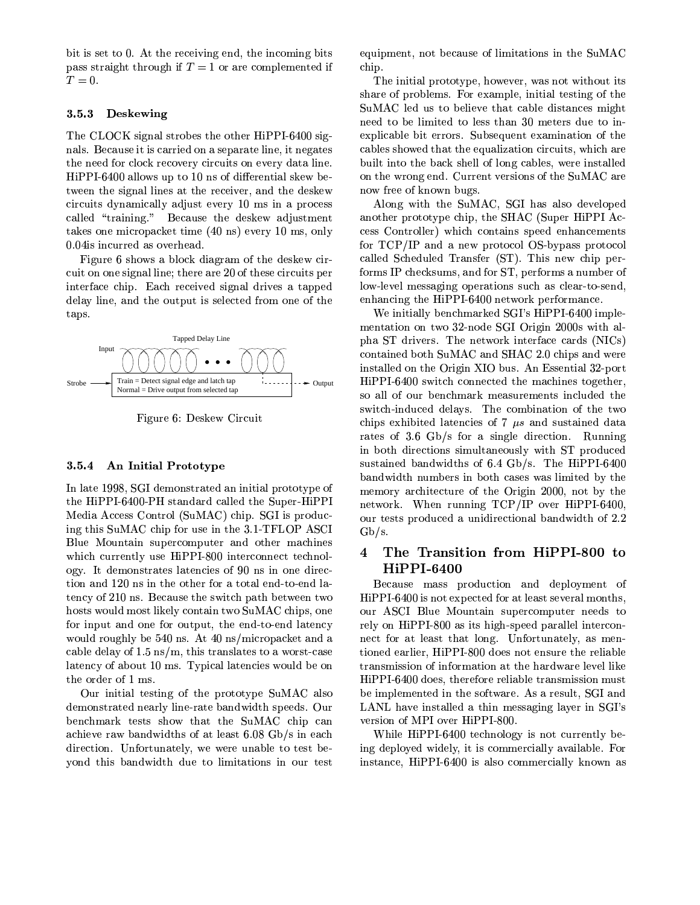bit is set to 0. At the receiving end, the incoming bits pass straight through if $T = 1$ or are complemented if $T = 0$.

### 3.5.3 Deskewing

The CLOCK signal strobes the other HiPPI-6400 signals. Because it is carried on a separate line, it negates the need for clock recovery circuits on every data line. HiPPI-6400 allows up to 10 ns of differential skew between the signal lines at the receiver, and the deskew circuits dynamically adjust every 10 ms in a process called "training." Because the deskew adjustment takes one micropacket time (40 ns) every 10 ms, only 0.04is incurred as overhead.

Figure 6 shows a block diagram of the deskew circuit on one signal line; there are 20 of these circuits per interface chip. Each received signal drives a tapped delay line, and the output is selected from one of the taps.

Figure 6: Deskew Circuit

### 3.5.4 An Initial Prototype

In late 1998, SGI demonstrated an initial prototype of the HiPPI-6400-PH standard called the Super-HiPPI Media Access Control (SuMAC) chip. SGI is producing this SuMAC chip for use in the 3.1-TFLOP ASCI Blue Mountain supercomputer and other machines which currently use HiPPI-800 interconnect technology. It demonstrates latencies of 90 ns in one direction and 120 ns in the other for a total end-to-end latency of 210 ns. Because the switch path between two hosts would most likely contain two SuMAC chips, one for input and one for output, the end-to-end latency would roughly be 540 ns. At 40 ns/micropacket and a cable delay of 1.5 ns/m, this translates to a worst-case latency of about 10 ms. Typical latencies would be on the order of 1 ms.

Our initial testing of the prototype SuMAC also demonstrated nearly line-rate bandwidth speeds. Our benchmark tests show that the SuMAC chip can achieve raw bandwidths of at least 6.08 Gb/s in each direction. Unfortunately, we were unable to test beyond this bandwidth due to limitations in our test equipment, not because of limitations in the SuMAC chip.

The initial prototype, however, was not without its share of problems. For example, initial testing of the SuMAC led us to believe that cable distances might need to be limited to less than 30 meters due to inexplicable bit errors. Subsequent examination of the cables showed that the equalization circuits, which are built into the back shell of long cables, were installed on the wrong end. Current versions of the SuMAC are now free of known bugs.

Along with the SuMAC, SGI has also developed another prototype chip, the SHAC (Super HiPPI Access Controller) which contains speed enhancements for TCP/IP and a new protocol OS-bypass protocol called Scheduled Transfer (ST). This new chip performs IP checksums, and for ST, performs a number of low-level messaging operations such as clear-to-send, enhancing the HiPPI-6400 network performance.

We initially benchmarked SGI's HiPPI-6400 implementation on two 32-node SGI Origin 2000s with alpha ST drivers. The network interface cards (NICs) contained both SuMAC and SHAC 2.0 chips and were installed on the Origin XIO bus. An Essential 32-port HiPPI-6400 switch connected the machines together, so all of our benchmark measurements included the switch-induced delays. The combination of the two chips exhibited latencies of 7 $\mu s$ and sustained data rates of 3.6 Gb/s for a single direction. Running in both directions simultaneously with ST produced sustained bandwidths of 6.4 Gb/s. The HiPPI-6400 bandwidth numbers in both cases was limited by the memory architecture of the Origin 2000, not by the network. When running TCP/IP over HiPPI-6400, our tests produced a unidirectional bandwidth of 2.2 Gb/s.

## 4 The Transition from HiPPI-800 to HiPPI-6400

Because mass production and deployment of HiPPI-6400 is not expected for at least several months, our ASCI Blue Mountain supercomputer needs to rely on HiPPI-800 as its high-speed parallel interconnect for at least that long. Unfortunately, as mentioned earlier, HiPPI-800 does not ensure the reliable transmission of information at the hardware level like HiPPI-6400 does, therefore reliable transmission must be implemented in the software. As a result, SGI and LANL have installed a thin messaging layer in SGI's version of MPI over HiPPI-800.

While HiPPI-6400 technology is not currently being deployed widely, it is commercially available. For instance, HiPPI-6400 is also commercially known as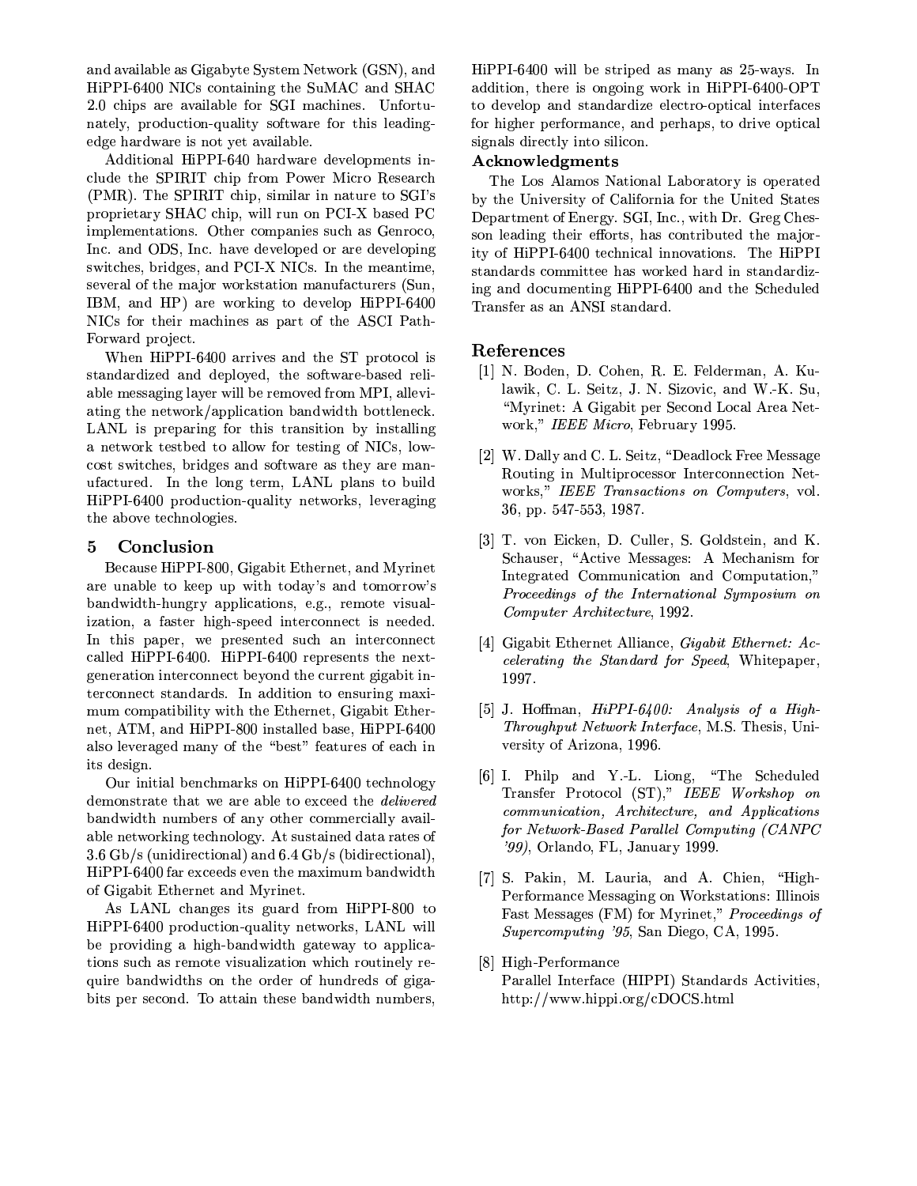and available as Gigabyte System Network (GSN), and HiPPI-6400 NICs containing the SuMAC and SHAC 2.0 chips are available for SGI machines. Unfortunately, production-quality software for this leading-edge hardware is not yet available.

Additional HiPPI-640 hardware developments include the SPIRIT chip from Power Micro Research (PMR). The SPIRIT chip, similar in nature to SGI's proprietary SHAC chip, will run on PCI-X based PC implementations. Other companies such as Genroco, Inc. and ODS, Inc. have developed or are developing switches, bridges, and PCI-X NICs. In the meantime, several of the major workstation manufacturers (Sun, IBM, and HP) are working to develop HiPPI-6400 NICs for their machines as part of the ASCI Path-Forward project.

When HiPPI-6400 arrives and the ST protocol is standardized and deployed, the software-based reliable messaging layer will be removed from MPI, alleviating the network/application bandwidth bottleneck. LANL is preparing for this transition by installing a network testbed to allow for testing of NICs, low-cost switches, bridges and software as they are manufactured. In the long term, LANL plans to build HiPPI-6400 production-quality networks, leveraging the above technologies.

## 5 Conclusion

Because HiPPI-800, Gigabit Ethernet, and Myrinet are unable to keep up with today's and tomorrow's bandwidth-hungry applications, e.g., remote visualization, a faster high-speed interconnect is needed. In this paper, we presented such an interconnect called HiPPI-6400. HiPPI-6400 represents the next-generation interconnect beyond the current gigabit interconnect standards. In addition to ensuring maximum compatibility with the Ethernet, Gigabit Ethernet, ATM, and HiPPI-800 installed base, HiPPI-6400 also leveraged many of the "best" features of each in its design.

Our initial benchmarks on HiPPI-6400 technology demonstrate that we are able to exceed the *delivered* bandwidth numbers of any other commercially available networking technology. At sustained data rates of 3.6 Gb/s (unidirectional) and 6.4 Gb/s (bidirectional), HiPPI-6400 far exceeds even the maximum bandwidth of Gigabit Ethernet and Myrinet.

As LANL changes its guard from HiPPI-800 to HiPPI-6400 production-quality networks, LANL will be providing a high-bandwidth gateway to applications such as remote visualization which routinely require bandwidths on the order of hundreds of gigabits per second. To attain these bandwidth numbers, HiPPI-6400 will be striped as many as 25-ways. In addition, there is ongoing work in HiPPI-6400-OPT to develop and standardize electro-optical interfaces for higher performance, and perhaps, to drive optical signals directly into silicon.

### Acknowledgments

The Los Alamos National Laboratory is operated by the University of California for the United States Department of Energy. SGI, Inc., with Dr. Greg Chesson leading their efforts, has contributed the majority of HiPPI-6400 technical innovations. The HiPPI standards committee has worked hard in standardizing and documenting HiPPI-6400 and the Scheduled Transfer as an ANSI standard.

## References

[1] N. Boden, D. Cohen, R. E. Felderman, A. Kulawik, C. L. Seitz, J. N. Sizovic, and W.-K. Su, "Myrinet: A Gigabit per Second Local Area Network," *IEEE Micro*, February 1995.

[2] W. Dally and C. L. Seitz, "Deadlock Free Message Routing in Multiprocessor Interconnection Networks," *IEEE Transactions on Computers*, vol. 36, pp. 547-553, 1987.

[3] T. von Eicken, D. Culler, S. Goldstein, and K. Schauser, "Active Messages: A Mechanism for Integrated Communication and Computation," *Proceedings of the International Symposium on Computer Architecture*, 1992.

[4] Gigabit Ethernet Alliance, *Gigabit Ethernet: Accelerating the Standard for Speed*, Whitepaper, 1997.

[5] J. Hoffman, *HiPPI-6400: Analysis of a High-Throughput Network Interface*, M.S. Thesis, University of Arizona, 1996.

[6] I. Philp and Y.-L. Liong, "The Scheduled Transfer Protocol (ST)," *IEEE Workshop on communication, Architecture, and Applications for Network-Based Parallel Computing (CANPC '99)*, Orlando, FL, January 1999.

[7] S. Pakin, M. Lauria, and A. Chien, "High-Performance Messaging on Workstations: Illinois Fast Messages (FM) for Myrinet," *Proceedings of Supercomputing '95*, San Diego, CA, 1995.

[8] High-Performance Parallel Interface (HIPPI) Standards Activities, http://www.hippi.org/cDOCS.html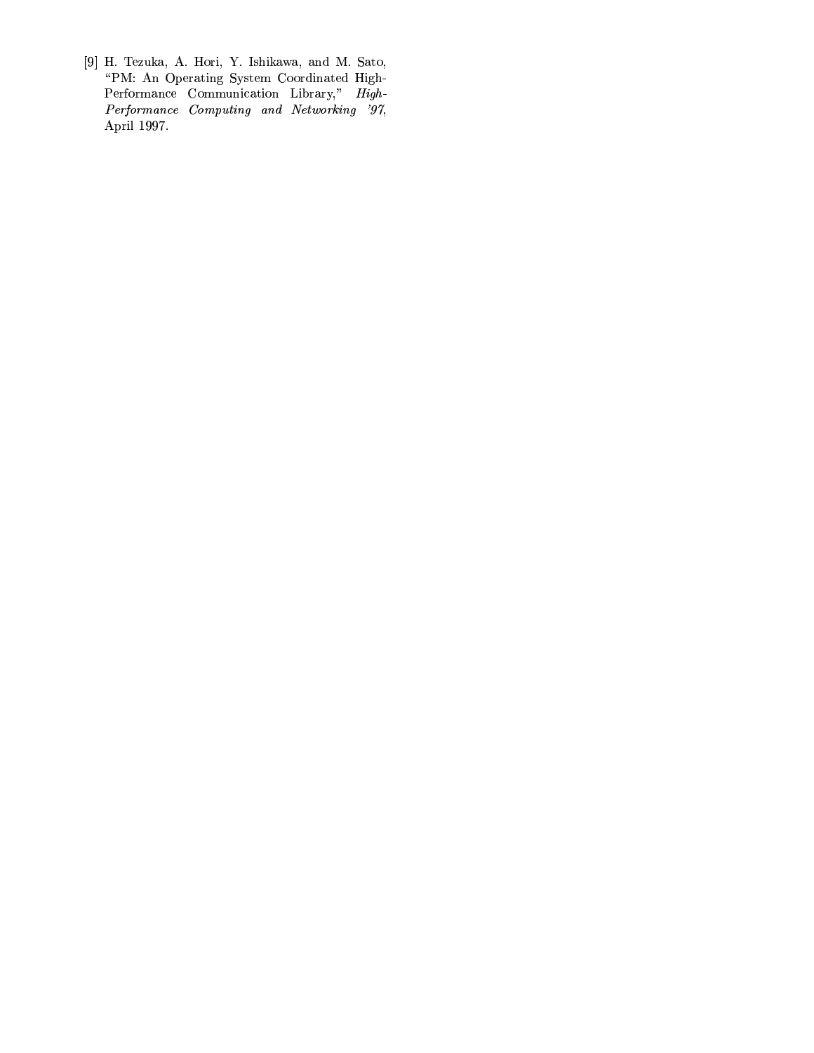[9] H. Tezuka, A. Hori, Y. Ishikawa, and M. Sato, "PM: An Operating System Coordinated High-Performance Communication Library," *High-Performance Computing and Networking '97*, April 1997.